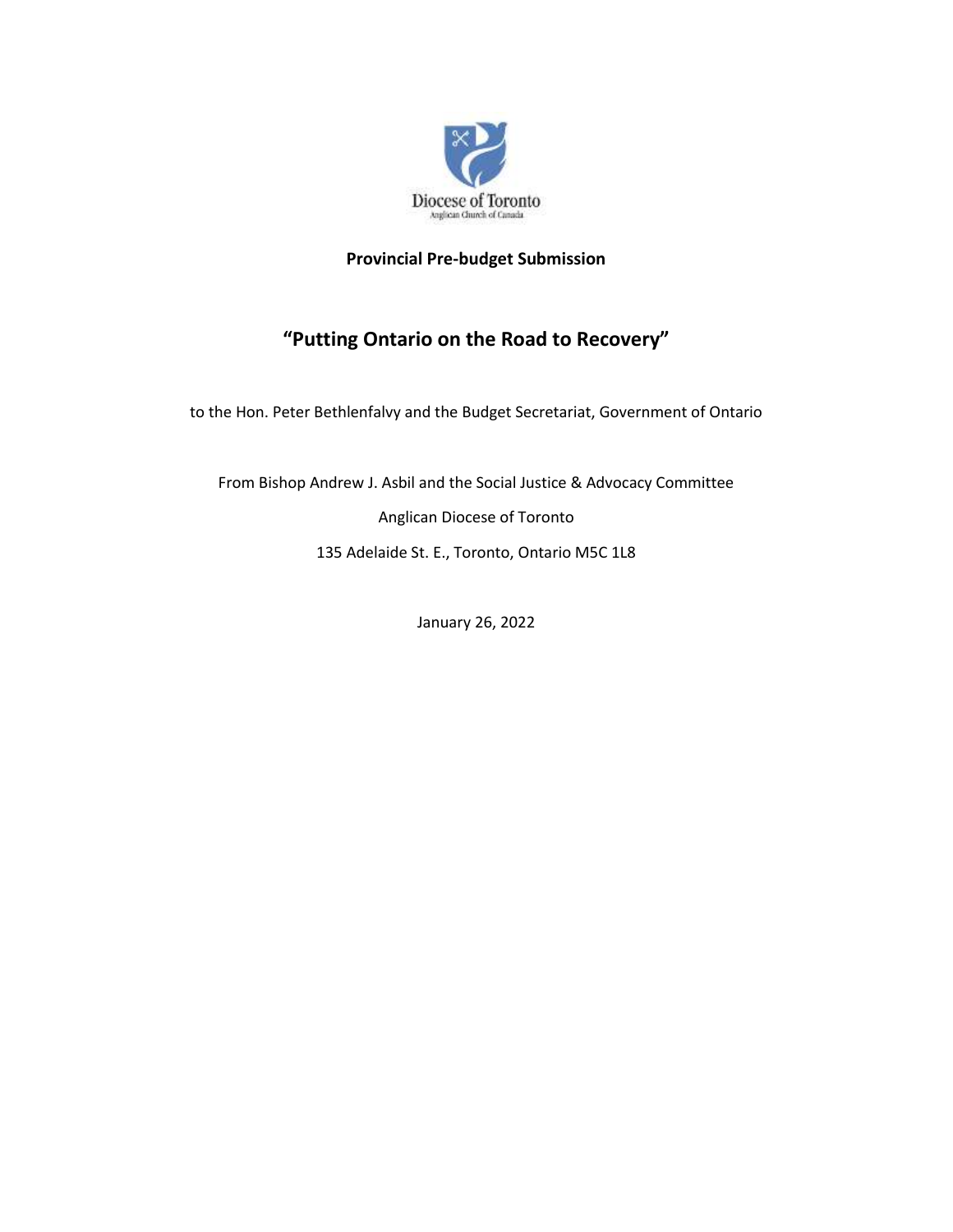Diocese of Toronto
Anglican Church of Canada

**Provincial Pre-budget Submission**

# "Putting Ontario on the Road to Recovery"

to the Hon. Peter Bethlenfalvy and the Budget Secretariat, Government of Ontario

From Bishop Andrew J. Asbil and the Social Justice & Advocacy Committee

Anglican Diocese of Toronto

135 Adelaide St. E., Toronto, Ontario M5C 1L8

January 26, 2022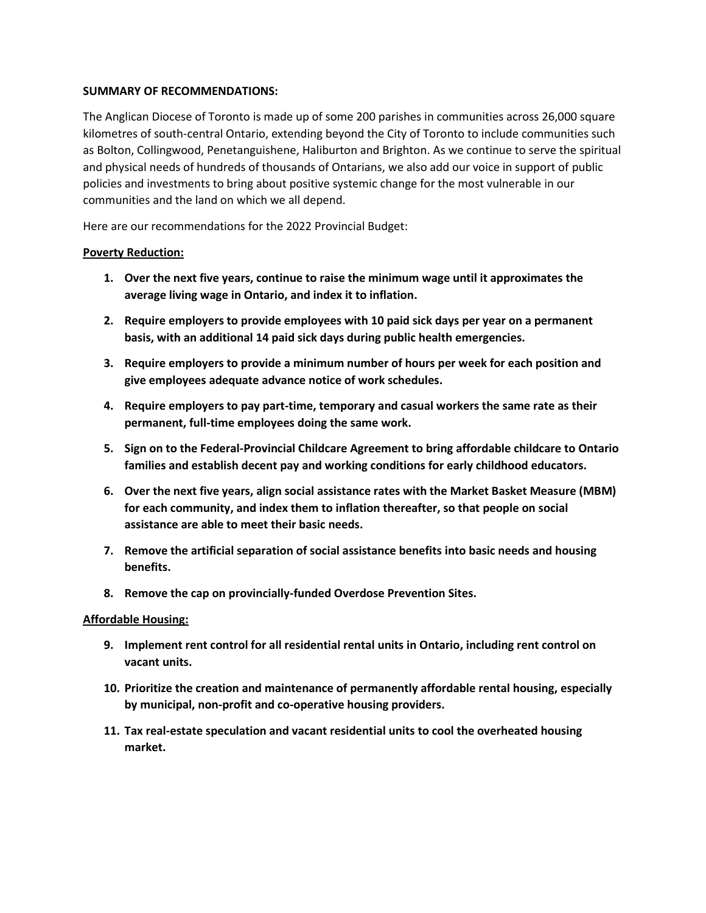**SUMMARY OF RECOMMENDATIONS:**

The Anglican Diocese of Toronto is made up of some 200 parishes in communities across 26,000 square kilometres of south-central Ontario, extending beyond the City of Toronto to include communities such as Bolton, Collingwood, Penetanguishene, Haliburton and Brighton. As we continue to serve the spiritual and physical needs of hundreds of thousands of Ontarians, we also add our voice in support of public policies and investments to bring about positive systemic change for the most vulnerable in our communities and the land on which we all depend.

Here are our recommendations for the 2022 Provincial Budget:

**Poverty Reduction:**

1. **Over the next five years, continue to raise the minimum wage until it approximates the average living wage in Ontario, and index it to inflation.**
2. **Require employers to provide employees with 10 paid sick days per year on a permanent basis, with an additional 14 paid sick days during public health emergencies.**
3. **Require employers to provide a minimum number of hours per week for each position and give employees adequate advance notice of work schedules.**
4. **Require employers to pay part-time, temporary and casual workers the same rate as their permanent, full-time employees doing the same work.**
5. **Sign on to the Federal-Provincial Childcare Agreement to bring affordable childcare to Ontario families and establish decent pay and working conditions for early childhood educators.**
6. **Over the next five years, align social assistance rates with the Market Basket Measure (MBM) for each community, and index them to inflation thereafter, so that people on social assistance are able to meet their basic needs.**
7. **Remove the artificial separation of social assistance benefits into basic needs and housing benefits.**
8. **Remove the cap on provincially-funded Overdose Prevention Sites.**

**Affordable Housing:**

9. **Implement rent control for all residential rental units in Ontario, including rent control on vacant units.**
10. **Prioritize the creation and maintenance of permanently affordable rental housing, especially by municipal, non-profit and co-operative housing providers.**
11. **Tax real-estate speculation and vacant residential units to cool the overheated housing market.**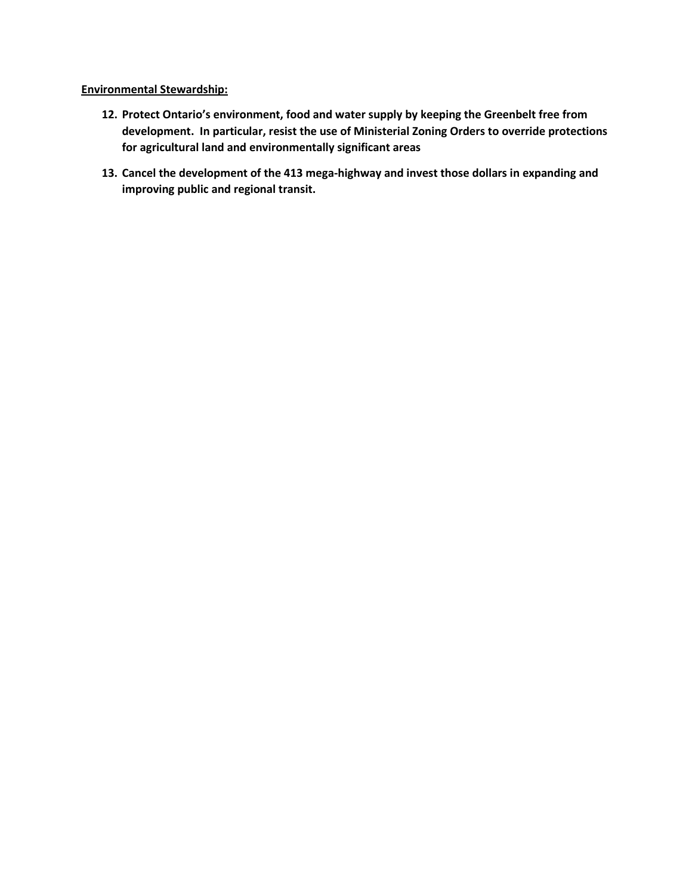**<u>Environmental Stewardship:</u>**

12. **Protect Ontario's environment, food and water supply by keeping the Greenbelt free from development. In particular, resist the use of Ministerial Zoning Orders to override protections for agricultural land and environmentally significant areas**
13. **Cancel the development of the 413 mega-highway and invest those dollars in expanding and improving public and regional transit.**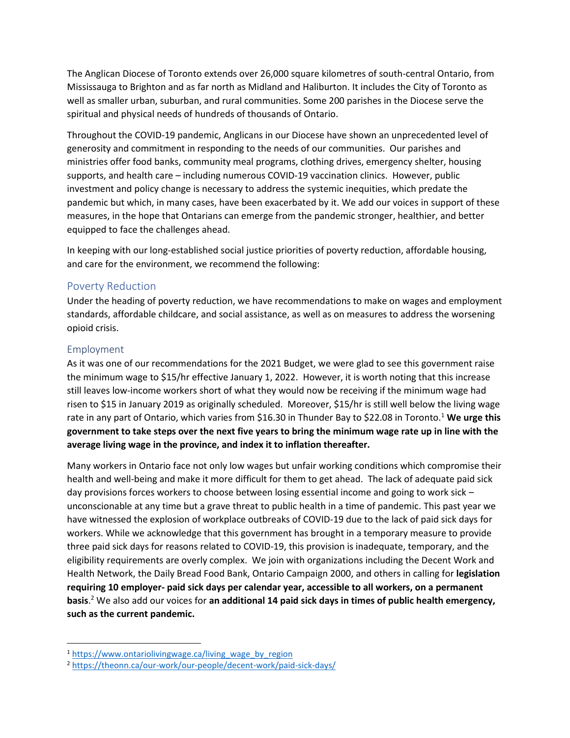The Anglican Diocese of Toronto extends over 26,000 square kilometres of south-central Ontario, from Mississauga to Brighton and as far north as Midland and Haliburton. It includes the City of Toronto as well as smaller urban, suburban, and rural communities. Some 200 parishes in the Diocese serve the spiritual and physical needs of hundreds of thousands of Ontario.

Throughout the COVID-19 pandemic, Anglicans in our Diocese have shown an unprecedented level of generosity and commitment in responding to the needs of our communities. Our parishes and ministries offer food banks, community meal programs, clothing drives, emergency shelter, housing supports, and health care – including numerous COVID-19 vaccination clinics. However, public investment and policy change is necessary to address the systemic inequities, which predate the pandemic but which, in many cases, have been exacerbated by it. We add our voices in support of these measures, in the hope that Ontarians can emerge from the pandemic stronger, healthier, and better equipped to face the challenges ahead.

In keeping with our long-established social justice priorities of poverty reduction, affordable housing, and care for the environment, we recommend the following:

## Poverty Reduction

Under the heading of poverty reduction, we have recommendations to make on wages and employment standards, affordable childcare, and social assistance, as well as on measures to address the worsening opioid crisis.

### Employment

As it was one of our recommendations for the 2021 Budget, we were glad to see this government raise the minimum wage to $15/hr effective January 1, 2022. However, it is worth noting that this increase still leaves low-income workers short of what they would now be receiving if the minimum wage had risen to $15 in January 2019 as originally scheduled. Moreover, $15/hr is still well below the living wage rate in any part of Ontario, which varies from $16.30 in Thunder Bay to $22.08 in Toronto.[1] **We urge this government to take steps over the next five years to bring the minimum wage rate up in line with the average living wage in the province, and index it to inflation thereafter.**

Many workers in Ontario face not only low wages but unfair working conditions which compromise their health and well-being and make it more difficult for them to get ahead. The lack of adequate paid sick day provisions forces workers to choose between losing essential income and going to work sick – unconscionable at any time but a grave threat to public health in a time of pandemic. This past year we have witnessed the explosion of workplace outbreaks of COVID-19 due to the lack of paid sick days for workers. While we acknowledge that this government has brought in a temporary measure to provide three paid sick days for reasons related to COVID-19, this provision is inadequate, temporary, and the eligibility requirements are overly complex. We join with organizations including the Decent Work and Health Network, the Daily Bread Food Bank, Ontario Campaign 2000, and others in calling for **legislation requiring 10 employer- paid sick days per calendar year, accessible to all workers, on a permanent basis**.[2] We also add our voices for **an additional 14 paid sick days in times of public health emergency, such as the current pandemic.**

---

[1] https://www.ontariolivingwage.ca/living_wage_by_region

[2] https://theonn.ca/our-work/our-people/decent-work/paid-sick-days/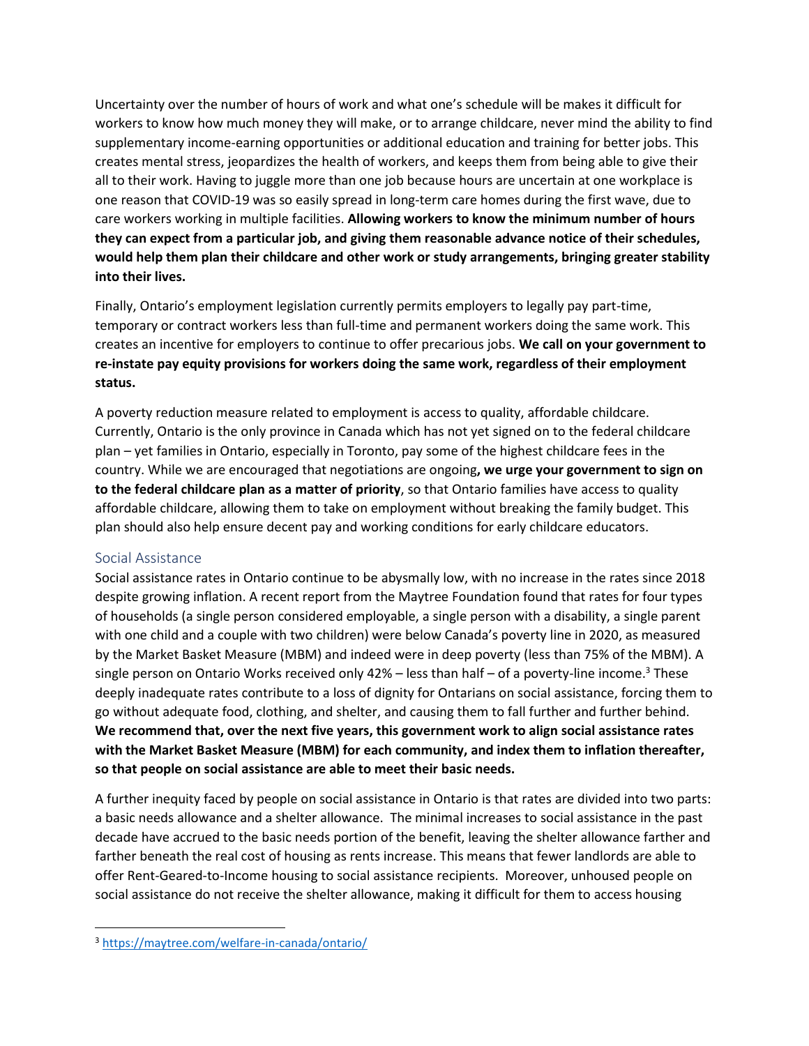Uncertainty over the number of hours of work and what one's schedule will be makes it difficult for workers to know how much money they will make, or to arrange childcare, never mind the ability to find supplementary income-earning opportunities or additional education and training for better jobs. This creates mental stress, jeopardizes the health of workers, and keeps them from being able to give their all to their work. Having to juggle more than one job because hours are uncertain at one workplace is one reason that COVID-19 was so easily spread in long-term care homes during the first wave, due to care workers working in multiple facilities. **Allowing workers to know the minimum number of hours they can expect from a particular job, and giving them reasonable advance notice of their schedules, would help them plan their childcare and other work or study arrangements, bringing greater stability into their lives.**

Finally, Ontario's employment legislation currently permits employers to legally pay part-time, temporary or contract workers less than full-time and permanent workers doing the same work. This creates an incentive for employers to continue to offer precarious jobs. **We call on your government to re-instate pay equity provisions for workers doing the same work, regardless of their employment status.**

A poverty reduction measure related to employment is access to quality, affordable childcare. Currently, Ontario is the only province in Canada which has not yet signed on to the federal childcare plan – yet families in Ontario, especially in Toronto, pay some of the highest childcare fees in the country. While we are encouraged that negotiations are ongoing**, we urge your government to sign on to the federal childcare plan as a matter of priority**, so that Ontario families have access to quality affordable childcare, allowing them to take on employment without breaking the family budget. This plan should also help ensure decent pay and working conditions for early childcare educators.

## Social Assistance

Social assistance rates in Ontario continue to be abysmally low, with no increase in the rates since 2018 despite growing inflation. A recent report from the Maytree Foundation found that rates for four types of households (a single person considered employable, a single person with a disability, a single parent with one child and a couple with two children) were below Canada's poverty line in 2020, as measured by the Market Basket Measure (MBM) and indeed were in deep poverty (less than 75% of the MBM). A single person on Ontario Works received only 42% – less than half – of a poverty-line income.[3] These deeply inadequate rates contribute to a loss of dignity for Ontarians on social assistance, forcing them to go without adequate food, clothing, and shelter, and causing them to fall further and further behind. **We recommend that, over the next five years, this government work to align social assistance rates with the Market Basket Measure (MBM) for each community, and index them to inflation thereafter, so that people on social assistance are able to meet their basic needs.**

A further inequity faced by people on social assistance in Ontario is that rates are divided into two parts: a basic needs allowance and a shelter allowance. The minimal increases to social assistance in the past decade have accrued to the basic needs portion of the benefit, leaving the shelter allowance farther and farther beneath the real cost of housing as rents increase. This means that fewer landlords are able to offer Rent-Geared-to-Income housing to social assistance recipients. Moreover, unhoused people on social assistance do not receive the shelter allowance, making it difficult for them to access housing

[3] https://maytree.com/welfare-in-canada/ontario/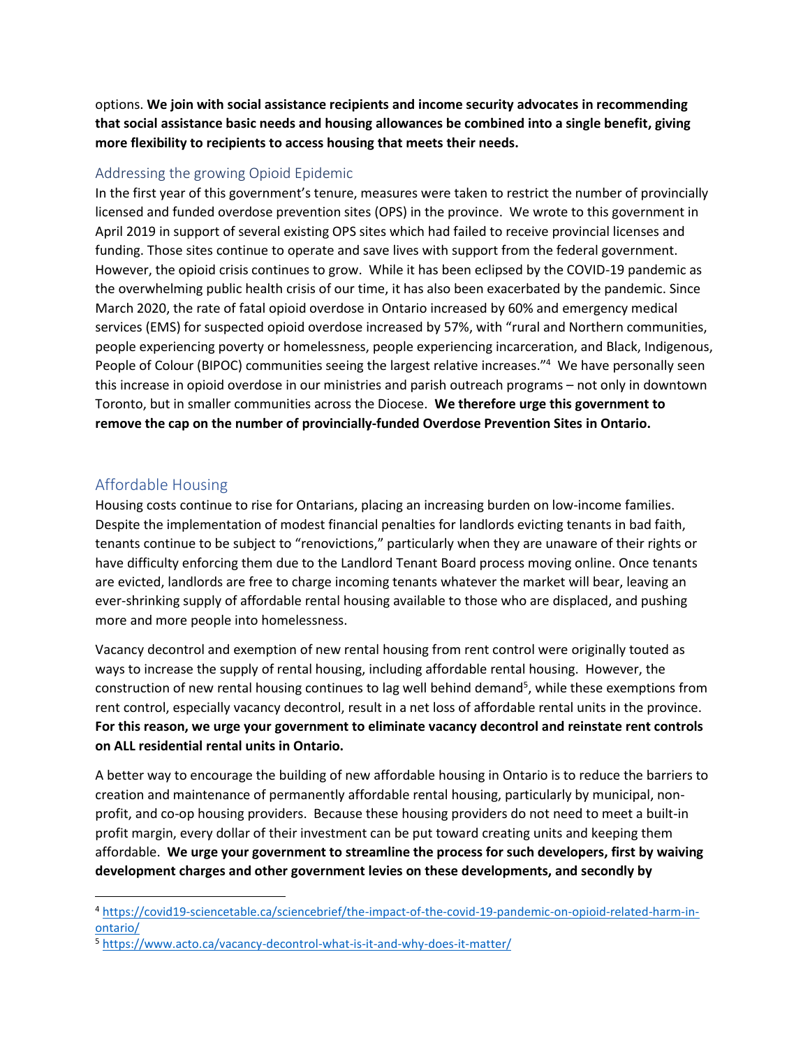options. **We join with social assistance recipients and income security advocates in recommending that social assistance basic needs and housing allowances be combined into a single benefit, giving more flexibility to recipients to access housing that meets their needs.**

### Addressing the growing Opioid Epidemic

In the first year of this government's tenure, measures were taken to restrict the number of provincially licensed and funded overdose prevention sites (OPS) in the province. We wrote to this government in April 2019 in support of several existing OPS sites which had failed to receive provincial licenses and funding. Those sites continue to operate and save lives with support from the federal government. However, the opioid crisis continues to grow. While it has been eclipsed by the COVID-19 pandemic as the overwhelming public health crisis of our time, it has also been exacerbated by the pandemic. Since March 2020, the rate of fatal opioid overdose in Ontario increased by 60% and emergency medical services (EMS) for suspected opioid overdose increased by 57%, with "rural and Northern communities, people experiencing poverty or homelessness, people experiencing incarceration, and Black, Indigenous, People of Colour (BIPOC) communities seeing the largest relative increases."[4] We have personally seen this increase in opioid overdose in our ministries and parish outreach programs – not only in downtown Toronto, but in smaller communities across the Diocese. **We therefore urge this government to remove the cap on the number of provincially-funded Overdose Prevention Sites in Ontario.**

## Affordable Housing

Housing costs continue to rise for Ontarians, placing an increasing burden on low-income families. Despite the implementation of modest financial penalties for landlords evicting tenants in bad faith, tenants continue to be subject to "renovictions," particularly when they are unaware of their rights or have difficulty enforcing them due to the Landlord Tenant Board process moving online. Once tenants are evicted, landlords are free to charge incoming tenants whatever the market will bear, leaving an ever-shrinking supply of affordable rental housing available to those who are displaced, and pushing more and more people into homelessness.

Vacancy decontrol and exemption of new rental housing from rent control were originally touted as ways to increase the supply of rental housing, including affordable rental housing. However, the construction of new rental housing continues to lag well behind demand[5], while these exemptions from rent control, especially vacancy decontrol, result in a net loss of affordable rental units in the province. **For this reason, we urge your government to eliminate vacancy decontrol and reinstate rent controls on ALL residential rental units in Ontario.**

A better way to encourage the building of new affordable housing in Ontario is to reduce the barriers to creation and maintenance of permanently affordable rental housing, particularly by municipal, non-profit, and co-op housing providers. Because these housing providers do not need to meet a built-in profit margin, every dollar of their investment can be put toward creating units and keeping them affordable. **We urge your government to streamline the process for such developers, first by waiving development charges and other government levies on these developments, and secondly by**

---

[4] https://covid19-sciencetable.ca/sciencebrief/the-impact-of-the-covid-19-pandemic-on-opioid-related-harm-in-ontario/

[5] https://www.acto.ca/vacancy-decontrol-what-is-it-and-why-does-it-matter/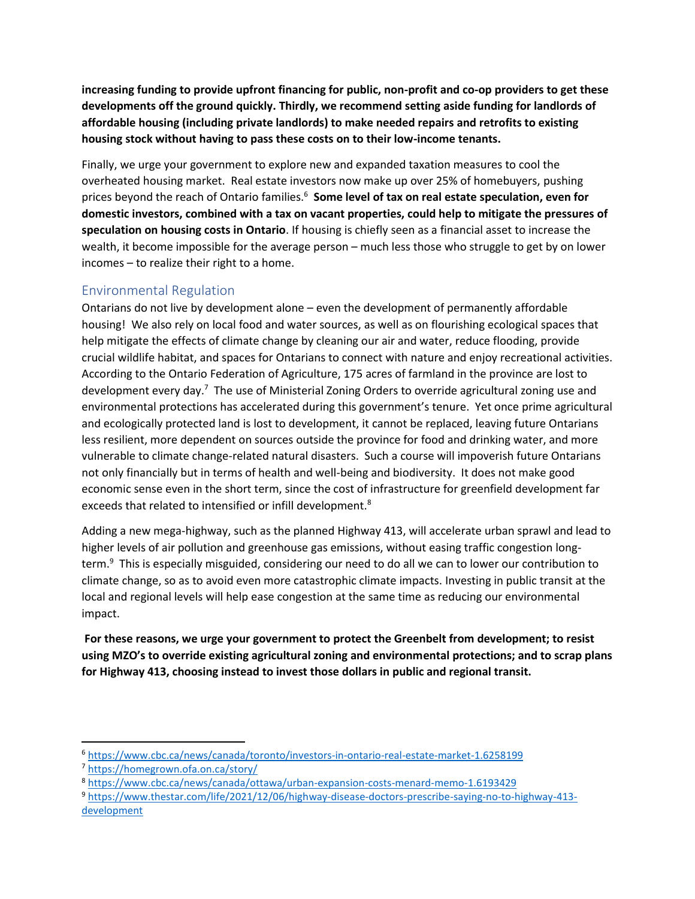**increasing funding to provide upfront financing for public, non-profit and co-op providers to get these developments off the ground quickly. Thirdly, we recommend setting aside funding for landlords of affordable housing (including private landlords) to make needed repairs and retrofits to existing housing stock without having to pass these costs on to their low-income tenants.**

Finally, we urge your government to explore new and expanded taxation measures to cool the overheated housing market. Real estate investors now make up over 25% of homebuyers, pushing prices beyond the reach of Ontario families.[6] **Some level of tax on real estate speculation, even for domestic investors, combined with a tax on vacant properties, could help to mitigate the pressures of speculation on housing costs in Ontario**. If housing is chiefly seen as a financial asset to increase the wealth, it become impossible for the average person – much less those who struggle to get by on lower incomes – to realize their right to a home.

## Environmental Regulation

Ontarians do not live by development alone – even the development of permanently affordable housing! We also rely on local food and water sources, as well as on flourishing ecological spaces that help mitigate the effects of climate change by cleaning our air and water, reduce flooding, provide crucial wildlife habitat, and spaces for Ontarians to connect with nature and enjoy recreational activities. According to the Ontario Federation of Agriculture, 175 acres of farmland in the province are lost to development every day.[7] The use of Ministerial Zoning Orders to override agricultural zoning use and environmental protections has accelerated during this government's tenure. Yet once prime agricultural and ecologically protected land is lost to development, it cannot be replaced, leaving future Ontarians less resilient, more dependent on sources outside the province for food and drinking water, and more vulnerable to climate change-related natural disasters. Such a course will impoverish future Ontarians not only financially but in terms of health and well-being and biodiversity. It does not make good economic sense even in the short term, since the cost of infrastructure for greenfield development far exceeds that related to intensified or infill development.[8]

Adding a new mega-highway, such as the planned Highway 413, will accelerate urban sprawl and lead to higher levels of air pollution and greenhouse gas emissions, without easing traffic congestion long-term.[9] This is especially misguided, considering our need to do all we can to lower our contribution to climate change, so as to avoid even more catastrophic climate impacts. Investing in public transit at the local and regional levels will help ease congestion at the same time as reducing our environmental impact.

**For these reasons, we urge your government to protect the Greenbelt from development; to resist using MZO's to override existing agricultural zoning and environmental protections; and to scrap plans for Highway 413, choosing instead to invest those dollars in public and regional transit.**

---

[6] https://www.cbc.ca/news/canada/toronto/investors-in-ontario-real-estate-market-1.6258199

[7] https://homegrown.ofa.on.ca/story/

[8] https://www.cbc.ca/news/canada/ottawa/urban-expansion-costs-menard-memo-1.6193429

[9] https://www.thestar.com/life/2021/12/06/highway-disease-doctors-prescribe-saying-no-to-highway-413-development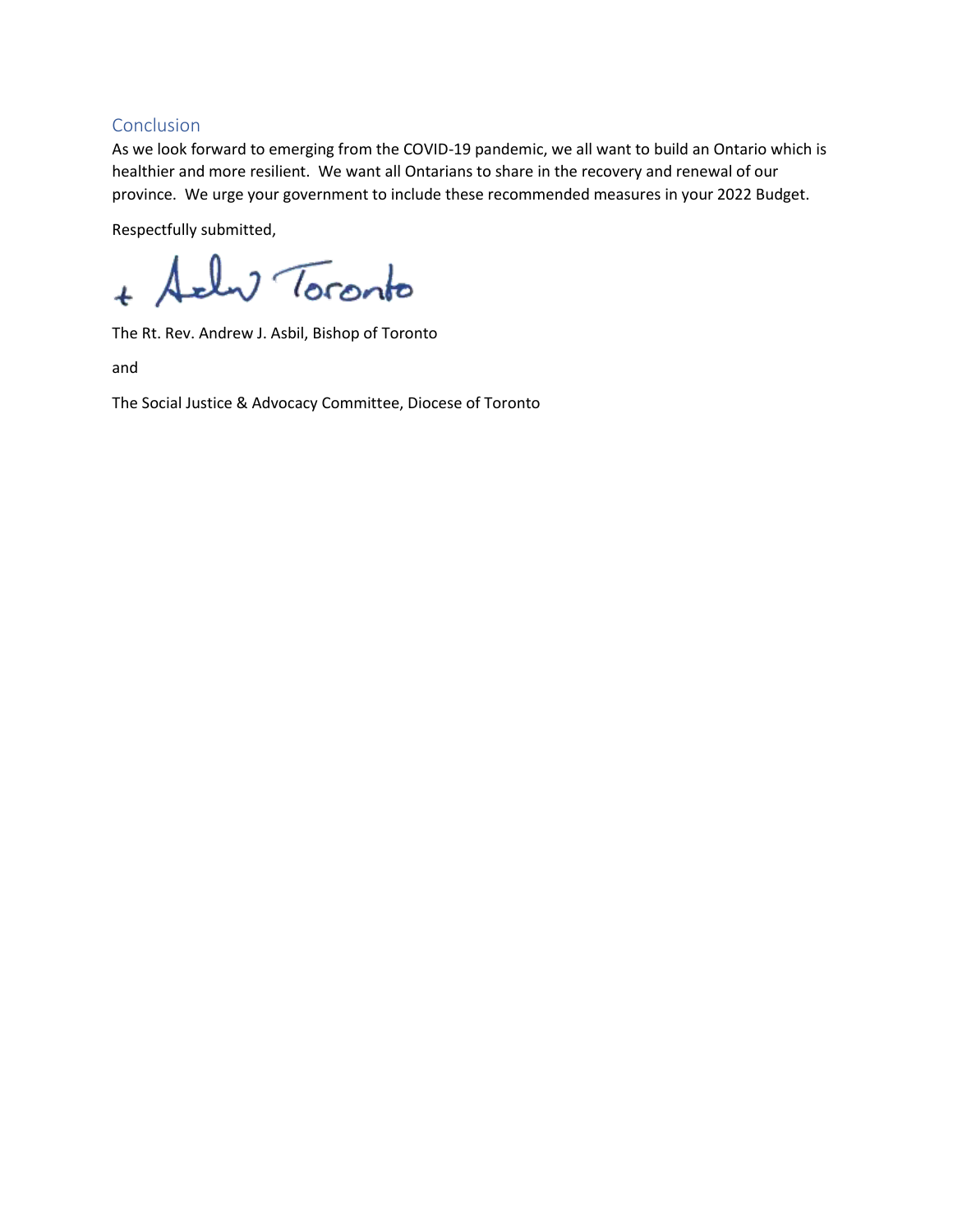## Conclusion

As we look forward to emerging from the COVID-19 pandemic, we all want to build an Ontario which is healthier and more resilient. We want all Ontarians to share in the recovery and renewal of our province. We urge your government to include these recommended measures in your 2022 Budget.

Respectfully submitted,

+ Andrew Toronto

The Rt. Rev. Andrew J. Asbil, Bishop of Toronto

and

The Social Justice & Advocacy Committee, Diocese of Toronto